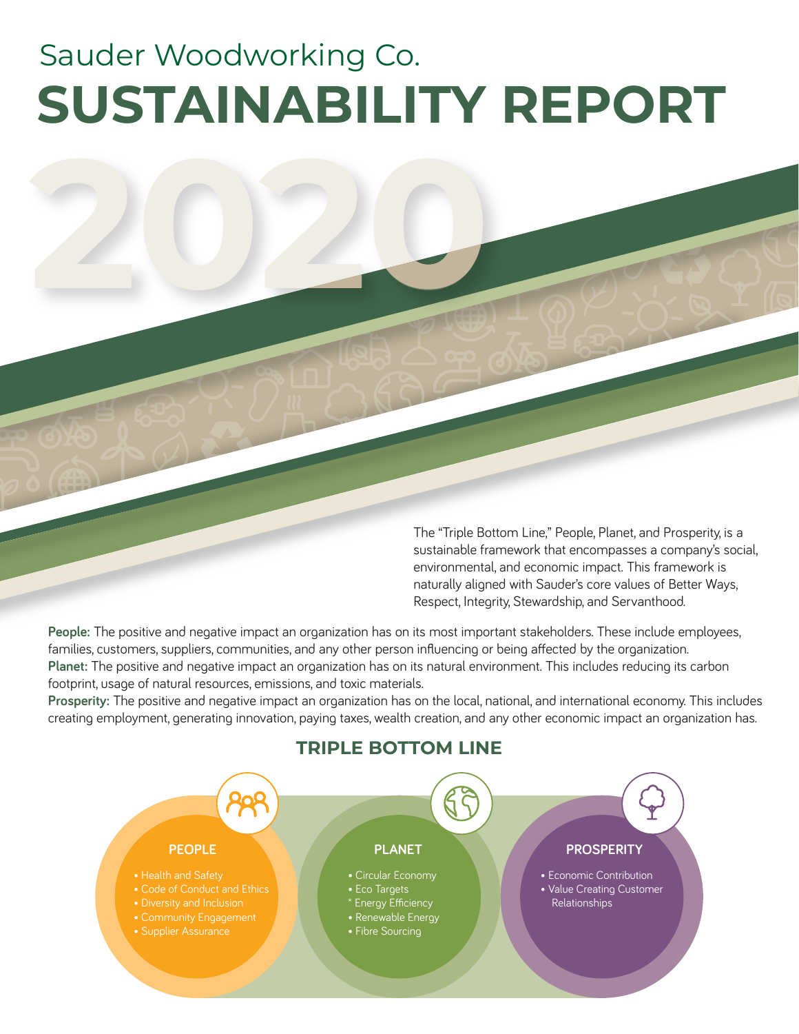# Sauder Woodworking Co.

# SUSTAINABILITY REPORT

# 2020

The “Triple Bottom Line,” People, Planet, and Prosperity, is a sustainable framework that encompasses a company’s social, environmental, and economic impact. This framework is naturally aligned with Sauder’s core values of Better Ways, Respect, Integrity, Stewardship, and Servanthood.

**People:** The positive and negative impact an organization has on its most important stakeholders. These include employees, families, customers, suppliers, communities, and any other person influencing or being affected by the organization.
**Planet:** The positive and negative impact an organization has on its natural environment. This includes reducing its carbon footprint, usage of natural resources, emissions, and toxic materials.
**Prosperity:** The positive and negative impact an organization has on the local, national, and international economy. This includes creating employment, generating innovation, paying taxes, wealth creation, and any other economic impact an organization has.

## TRIPLE BOTTOM LINE

### PEOPLE

- Health and Safety
- Code of Conduct and Ethics
- Diversity and Inclusion
- Community Engagement
- Supplier Assurance

### PLANET

- Circular Economy
- Eco Targets
- Energy Efficiency
- Renewable Energy
- Fibre Sourcing

### PROSPERITY

- Economic Contribution
- Value Creating Customer Relationships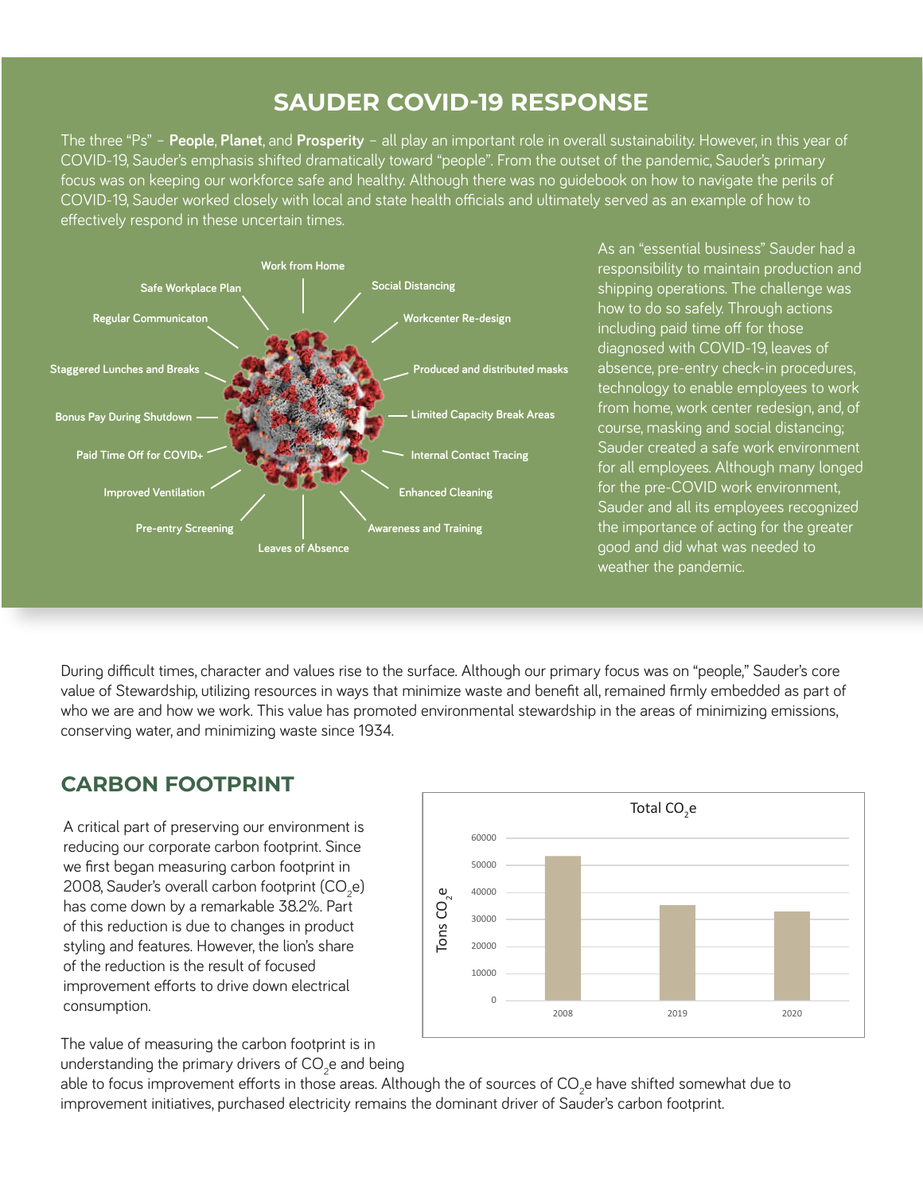## SAUDER COVID-19 RESPONSE

The three "Ps" – **People**, **Planet**, and **Prosperity** – all play an important role in overall sustainability. However, in this year of COVID-19, Sauder's emphasis shifted dramatically toward "people". From the outset of the pandemic, Sauder's primary focus was on keeping our workforce safe and healthy. Although there was no guidebook on how to navigate the perils of COVID-19, Sauder worked closely with local and state health officials and ultimately served as an example of how to effectively respond in these uncertain times.

- Work from Home
- Social Distancing
- Workcenter Re-design
- Produced and distributed masks
- Limited Capacity Break Areas
- Internal Contact Tracing
- Enhanced Cleaning
- Awareness and Training
- Leaves of Absence
- Pre-entry Screening
- Improved Ventilation
- Paid Time Off for COVID+
- Bonus Pay During Shutdown
- Staggered Lunches and Breaks
- Regular Communicaton
- Safe Workplace Plan

As an "essential business" Sauder had a responsibility to maintain production and shipping operations. The challenge was how to do so safely. Through actions including paid time off for those diagnosed with COVID-19, leaves of absence, pre-entry check-in procedures, technology to enable employees to work from home, work center redesign, and, of course, masking and social distancing; Sauder created a safe work environment for all employees. Although many longed for the pre-COVID work environment, Sauder and all its employees recognized the importance of acting for the greater good and did what was needed to weather the pandemic.

During difficult times, character and values rise to the surface. Although our primary focus was on "people," Sauder's core value of Stewardship, utilizing resources in ways that minimize waste and benefit all, remained firmly embedded as part of who we are and how we work. This value has promoted environmental stewardship in the areas of minimizing emissions, conserving water, and minimizing waste since 1934.

## CARBON FOOTPRINT

A critical part of preserving our environment is reducing our corporate carbon footprint. Since we first began measuring carbon footprint in 2008, Sauder's overall carbon footprint ($CO_2e$) has come down by a remarkable 38.2%. Part of this reduction is due to changes in product styling and features. However, the lion's share of the reduction is the result of focused improvement efforts to drive down electrical consumption.

**Total $CO_2e$** (Tons $CO_2e$)

| Year | Tons $CO_2e$ (approx.) |
|---|---|
| 2008 | ~53,000 |
| 2019 | ~35,000 |
| 2020 | ~33,000 |

The value of measuring the carbon footprint is in understanding the primary drivers of $CO_2e$ and being able to focus improvement efforts in those areas. Although the of sources of $CO_2e$ have shifted somewhat due to improvement initiatives, purchased electricity remains the dominant driver of Sauder's carbon footprint.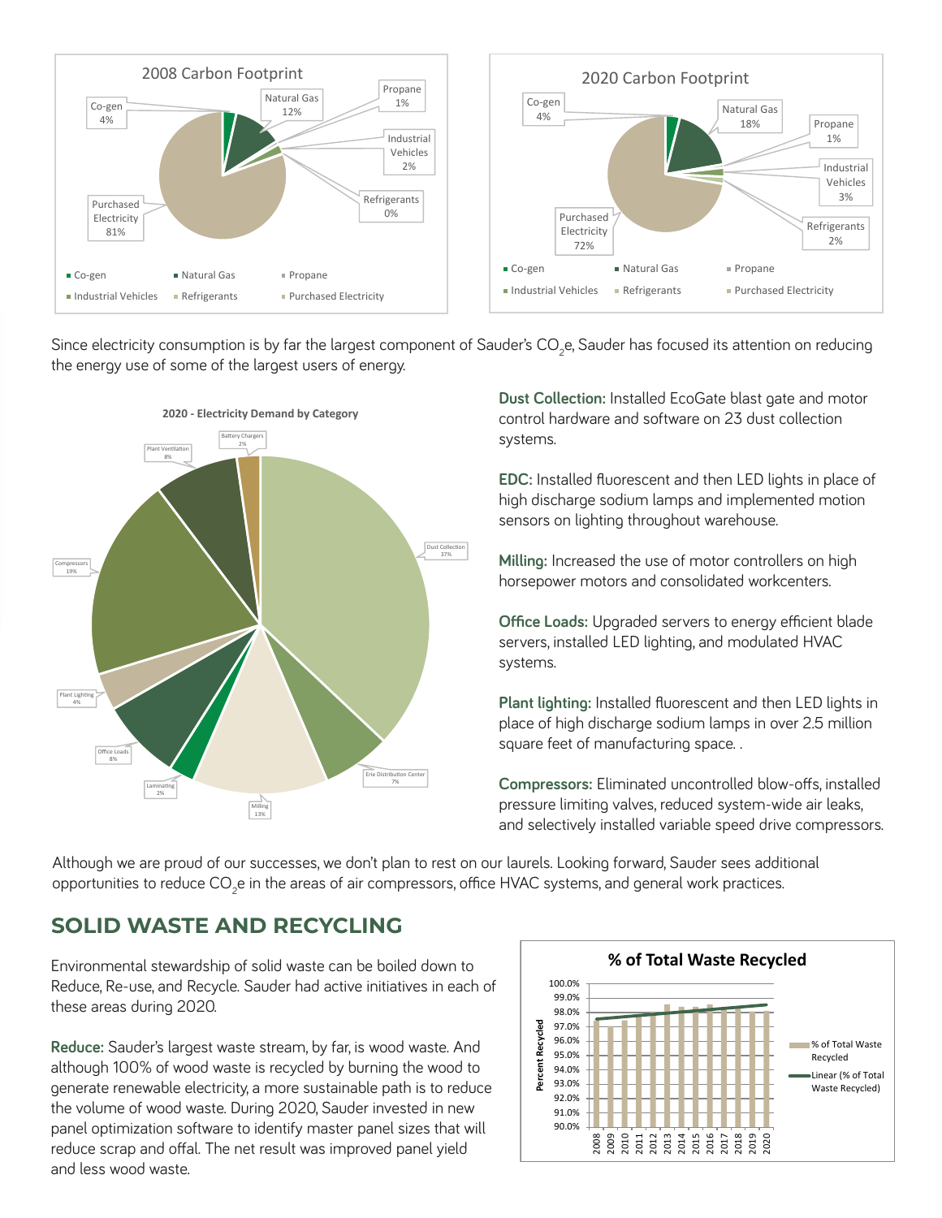2008 Carbon Footprint

- Co-gen 4%
- Natural Gas 12%
- Propane 1%
- Industrial Vehicles 2%
- Refrigerants 0%
- Purchased Electricity 81%

2020 Carbon Footprint

- Co-gen 4%
- Natural Gas 18%
- Propane 1%
- Industrial Vehicles 3%
- Refrigerants 2%
- Purchased Electricity 72%

Since electricity consumption is by far the largest component of Sauder's $CO_2e$, Sauder has focused its attention on reducing the energy use of some of the largest users of energy.

2020 - Electricity Demand by Category

- Dust Collection 37%
- Erie Distribution Center 7%
- Milling 13%
- Laminating 2%
- Office Loads 8%
- Plant Lighting 4%
- Compressors 19%
- Plant Ventilation 8%
- Battery Chargers 2%

**Dust Collection:** Installed EcoGate blast gate and motor control hardware and software on 23 dust collection systems.

**EDC:** Installed fluorescent and then LED lights in place of high discharge sodium lamps and implemented motion sensors on lighting throughout warehouse.

**Milling:** Increased the use of motor controllers on high horsepower motors and consolidated workcenters.

**Office Loads:** Upgraded servers to energy efficient blade servers, installed LED lighting, and modulated HVAC systems.

**Plant lighting:** Installed fluorescent and then LED lights in place of high discharge sodium lamps in over 2.5 million square feet of manufacturing space. .

**Compressors:** Eliminated uncontrolled blow-offs, installed pressure limiting valves, reduced system-wide air leaks, and selectively installed variable speed drive compressors.

Although we are proud of our successes, we don't plan to rest on our laurels. Looking forward, Sauder sees additional opportunities to reduce $CO_2e$ in the areas of air compressors, office HVAC systems, and general work practices.

## SOLID WASTE AND RECYCLING

Environmental stewardship of solid waste can be boiled down to Reduce, Re-use, and Recycle. Sauder had active initiatives in each of these areas during 2020.

**Reduce:** Sauder's largest waste stream, by far, is wood waste. And although 100% of wood waste is recycled by burning the wood to generate renewable electricity, a more sustainable path is to reduce the volume of wood waste. During 2020, Sauder invested in new panel optimization software to identify master panel sizes that will reduce scrap and offal. The net result was improved panel yield and less wood waste.

% of Total Waste Recycled

(Bar chart, Percent Recycled, 2008–2020, with legend: % of Total Waste Recycled; Linear (% of Total Waste Recycled))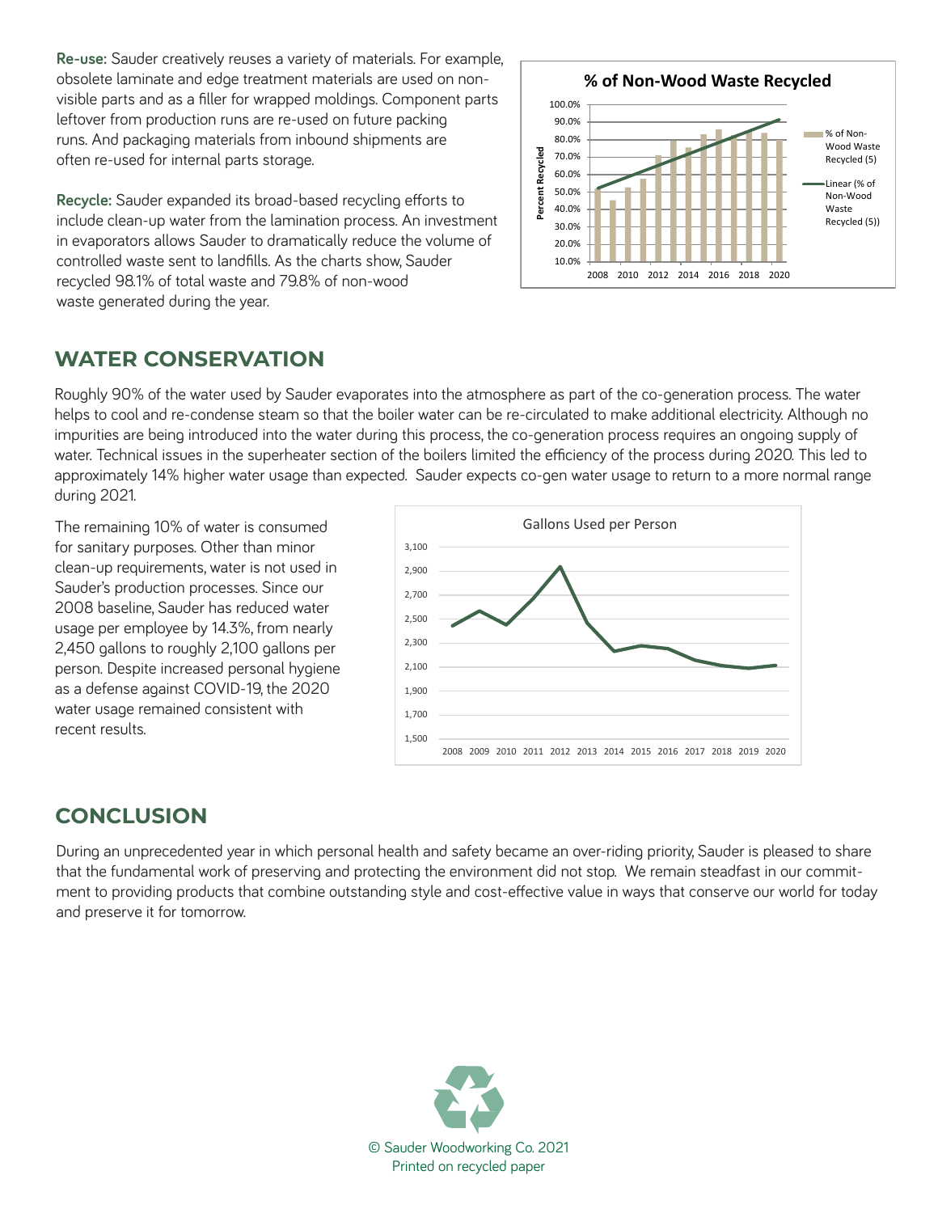**Re-use:** Sauder creatively reuses a variety of materials. For example, obsolete laminate and edge treatment materials are used on non-visible parts and as a filler for wrapped moldings. Component parts leftover from production runs are re-used on future packing runs. And packaging materials from inbound shipments are often re-used for internal parts storage.

**Recycle:** Sauder expanded its broad-based recycling efforts to include clean-up water from the lamination process. An investment in evaporators allows Sauder to dramatically reduce the volume of controlled waste sent to landfills. As the charts show, Sauder recycled 98.1% of total waste and 79.8% of non-wood waste generated during the year.

**% of Non-Wood Waste Recycled**

Percent Recycled

100.0%
90.0%
80.0%
70.0%
60.0%
50.0%
40.0%
30.0%
20.0%
10.0%

2008 2010 2012 2014 2016 2018 2020

% of Non-Wood Waste Recycled (5)

Linear (% of Non-Wood Waste Recycled (5))

## WATER CONSERVATION

Roughly 90% of the water used by Sauder evaporates into the atmosphere as part of the co-generation process. The water helps to cool and re-condense steam so that the boiler water can be re-circulated to make additional electricity. Although no impurities are being introduced into the water during this process, the co-generation process requires an ongoing supply of water. Technical issues in the superheater section of the boilers limited the efficiency of the process during 2020. This led to approximately 14% higher water usage than expected. Sauder expects co-gen water usage to return to a more normal range during 2021.

The remaining 10% of water is consumed for sanitary purposes. Other than minor clean-up requirements, water is not used in Sauder's production processes. Since our 2008 baseline, Sauder has reduced water usage per employee by 14.3%, from nearly 2,450 gallons to roughly 2,100 gallons per person. Despite increased personal hygiene as a defense against COVID-19, the 2020 water usage remained consistent with recent results.

Gallons Used per Person

3,100
2,900
2,700
2,500
2,300
2,100
1,900
1,700
1,500

2008 2009 2010 2011 2012 2013 2014 2015 2016 2017 2018 2019 2020

## CONCLUSION

During an unprecedented year in which personal health and safety became an over-riding priority, Sauder is pleased to share that the fundamental work of preserving and protecting the environment did not stop. We remain steadfast in our commitment to providing products that combine outstanding style and cost-effective value in ways that conserve our world for today and preserve it for tomorrow.

© Sauder Woodworking Co. 2021
Printed on recycled paper